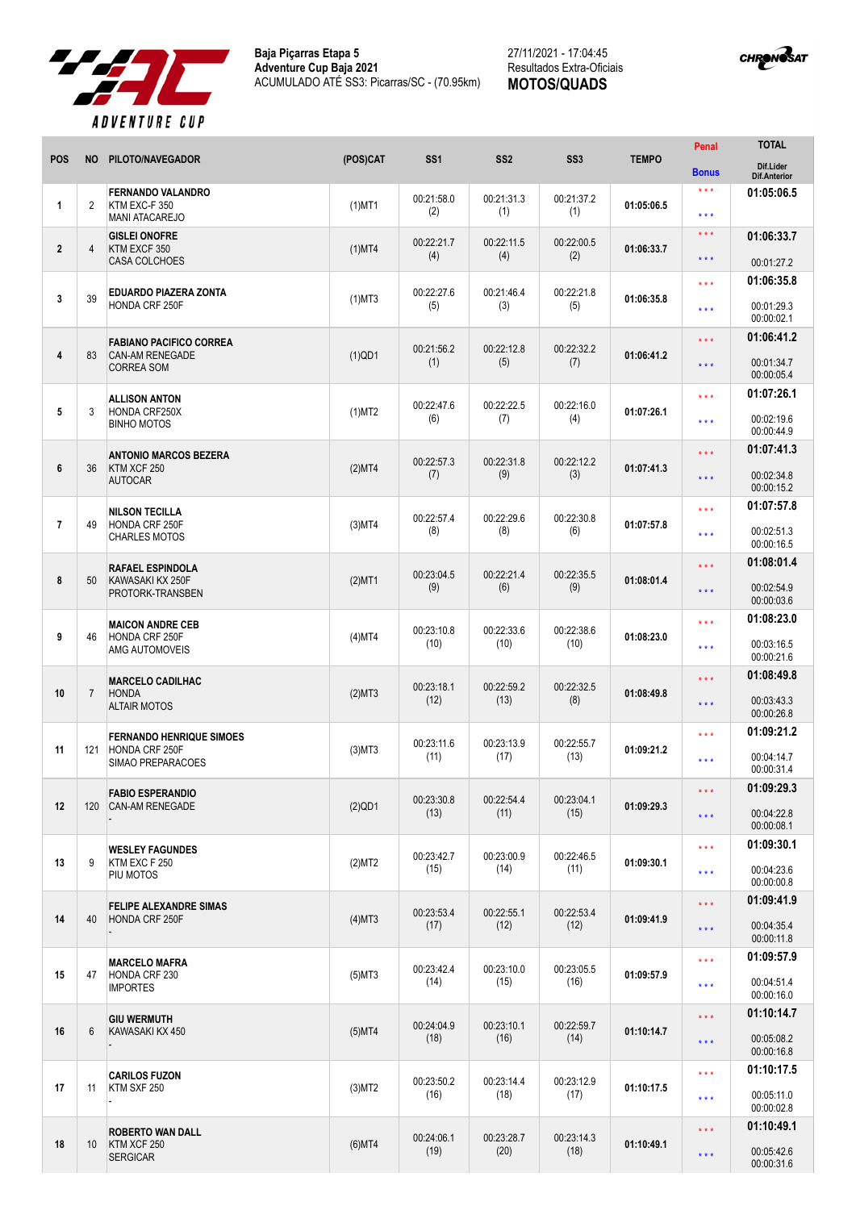**Baja Piçarras Etapa 5**
**Adventure Cup Baja 2021**
ACUMULADO ATÉ SS3: Picarras/SC - (70.95km)

27/11/2021 - 17:04:45
Resultados Extra-Oficiais
**MOTOS/QUADS**

| POS | NO | PILOTO/NAVEGADOR | (POS)CAT | SS1 | SS2 | SS3 | TEMPO | Penal / Bonus | TOTAL / Dif.Lider / Dif.Anterior |
|---|---|---|---|---|---|---|---|---|---|
| 1 | 2 | **FERNANDO VALANDRO** KTM EXC-F 350 MANI ATACAREJO | (1)MT1 | 00:21:58.0 (2) | 00:21:31.3 (1) | 00:21:37.2 (1) | 01:05:06.5 | \*\*\* \*\*\* | **01:05:06.5** |
| 2 | 4 | **GISLEI ONOFRE** KTM EXCF 350 CASA COLCHOES | (1)MT4 | 00:22:21.7 (4) | 00:22:11.5 (4) | 00:22:00.5 (2) | 01:06:33.7 | \*\*\* \*\*\* | **01:06:33.7** 00:01:27.2 |
| 3 | 39 | **EDUARDO PIAZERA ZONTA** HONDA CRF 250F | (1)MT3 | 00:22:27.6 (5) | 00:21:46.4 (3) | 00:22:21.8 (5) | 01:06:35.8 | \*\*\* \*\*\* | **01:06:35.8** 00:01:29.3 00:00:02.1 |
| 4 | 83 | **FABIANO PACIFICO CORREA** CAN-AM RENEGADE CORREA SOM | (1)QD1 | 00:21:56.2 (1) | 00:22:12.8 (5) | 00:22:32.2 (7) | 01:06:41.2 | \*\*\* \*\*\* | **01:06:41.2** 00:01:34.7 00:00:05.4 |
| 5 | 3 | **ALLISON ANTON** HONDA CRF250X BINHO MOTOS | (1)MT2 | 00:22:47.6 (6) | 00:22:22.5 (7) | 00:22:16.0 (4) | 01:07:26.1 | \*\*\* \*\*\* | **01:07:26.1** 00:02:19.6 00:00:44.9 |
| 6 | 36 | **ANTONIO MARCOS BEZERA** KTM XCF 250 AUTOCAR | (2)MT4 | 00:22:57.3 (7) | 00:22:31.8 (9) | 00:22:12.2 (3) | 01:07:41.3 | \*\*\* \*\*\* | **01:07:41.3** 00:02:34.8 00:00:15.2 |
| 7 | 49 | **NILSON TECILLA** HONDA CRF 250F CHARLES MOTOS | (3)MT4 | 00:22:57.4 (8) | 00:22:29.6 (8) | 00:22:30.8 (6) | 01:07:57.8 | \*\*\* \*\*\* | **01:07:57.8** 00:02:51.3 00:00:16.5 |
| 8 | 50 | **RAFAEL ESPINDOLA** KAWASAKI KX 250F PROTORK-TRANSBEN | (2)MT1 | 00:23:04.5 (9) | 00:22:21.4 (6) | 00:22:35.5 (9) | 01:08:01.4 | \*\*\* \*\*\* | **01:08:01.4** 00:02:54.9 00:00:03.6 |
| 9 | 46 | **MAICON ANDRE CEB** HONDA CRF 250F AMG AUTOMOVEIS | (4)MT4 | 00:23:10.8 (10) | 00:22:33.6 (10) | 00:22:38.6 (10) | 01:08:23.0 | \*\*\* \*\*\* | **01:08:23.0** 00:03:16.5 00:00:21.6 |
| 10 | 7 | **MARCELO CADILHAC** HONDA ALTAIR MOTOS | (2)MT3 | 00:23:18.1 (12) | 00:22:59.2 (13) | 00:22:32.5 (8) | 01:08:49.8 | \*\*\* \*\*\* | **01:08:49.8** 00:03:43.3 00:00:26.8 |
| 11 | 121 | **FERNANDO HENRIQUE SIMOES** HONDA CRF 250F SIMAO PREPARACOES | (3)MT3 | 00:23:11.6 (11) | 00:23:13.9 (17) | 00:22:55.7 (13) | 01:09:21.2 | \*\*\* \*\*\* | **01:09:21.2** 00:04:14.7 00:00:31.4 |
| 12 | 120 | **FABIO ESPERANDIO** CAN-AM RENEGADE - | (2)QD1 | 00:23:30.8 (13) | 00:22:54.4 (11) | 00:23:04.1 (15) | 01:09:29.3 | \*\*\* \*\*\* | **01:09:29.3** 00:04:22.8 00:00:08.1 |
| 13 | 9 | **WESLEY FAGUNDES** KTM EXC F 250 PIU MOTOS | (2)MT2 | 00:23:42.7 (15) | 00:23:00.9 (14) | 00:22:46.5 (11) | 01:09:30.1 | \*\*\* \*\*\* | **01:09:30.1** 00:04:23.6 00:00:00.8 |
| 14 | 40 | **FELIPE ALEXANDRE SIMAS** HONDA CRF 250F - | (4)MT3 | 00:23:53.4 (17) | 00:22:55.1 (12) | 00:22:53.4 (12) | 01:09:41.9 | \*\*\* \*\*\* | **01:09:41.9** 00:04:35.4 00:00:11.8 |
| 15 | 47 | **MARCELO MAFRA** HONDA CRF 230 IMPORTES | (5)MT3 | 00:23:42.4 (14) | 00:23:10.0 (15) | 00:23:05.5 (16) | 01:09:57.9 | \*\*\* \*\*\* | **01:09:57.9** 00:04:51.4 00:00:16.0 |
| 16 | 6 | **GIU WERMUTH** KAWASAKI KX 450 - | (5)MT4 | 00:24:04.9 (18) | 00:23:10.1 (16) | 00:22:59.7 (14) | 01:10:14.7 | \*\*\* \*\*\* | **01:10:14.7** 00:05:08.2 00:00:16.8 |
| 17 | 11 | **CARILOS FUZON** KTM SXF 250 - | (3)MT2 | 00:23:50.2 (16) | 00:23:14.4 (18) | 00:23:12.9 (17) | 01:10:17.5 | \*\*\* \*\*\* | **01:10:17.5** 00:05:11.0 00:00:02.8 |
| 18 | 10 | **ROBERTO WAN DALL** KTM XCF 250 SERGICAR | (6)MT4 | 00:24:06.1 (19) | 00:23:28.7 (20) | 00:23:14.3 (18) | 01:10:49.1 | \*\*\* \*\*\* | **01:10:49.1** 00:05:42.6 00:00:31.6 |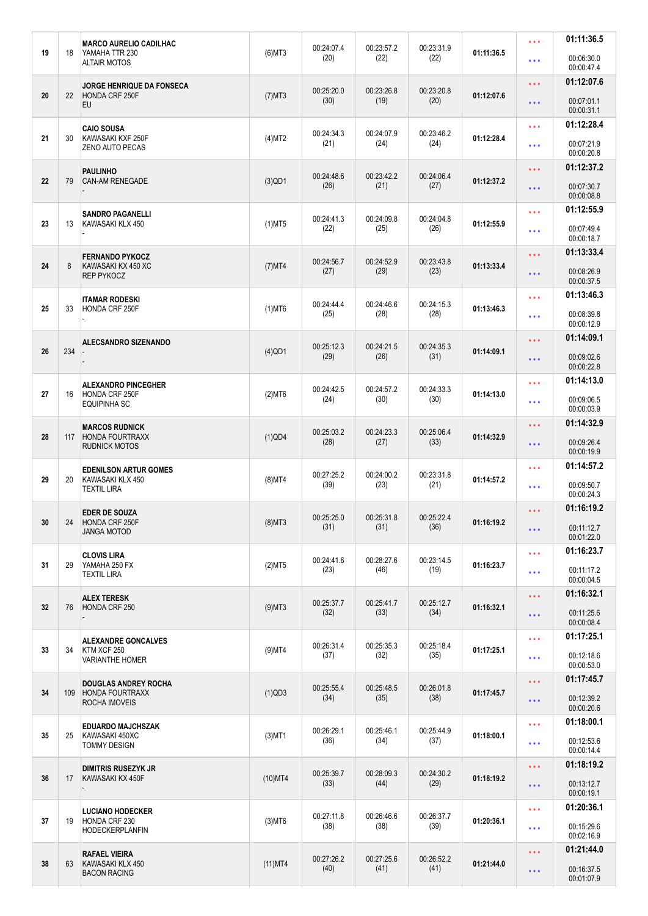| | | | | | | | | | |
|---|---|---|---|---|---|---|---|---|---|
| 19 | 18 | **MARCO AURELIO CADILHAC**<br>YAMAHA TTR 230<br>ALTAIR MOTOS | (6)MT3 | 00:24:07.4<br>(20) | 00:23:57.2<br>(22) | 00:23:31.9<br>(22) | 01:11:36.5 | *** <br> *** | **01:11:36.5**<br>00:06:30.0<br>00:00:47.4 |
| 20 | 22 | **JORGE HENRIQUE DA FONSECA**<br>HONDA CRF 250F<br>EU | (7)MT3 | 00:25:20.0<br>(30) | 00:23:26.8<br>(19) | 00:23:20.8<br>(20) | 01:12:07.6 | *** <br> *** | **01:12:07.6**<br>00:07:01.1<br>00:00:31.1 |
| 21 | 30 | **CAIO SOUSA**<br>KAWASAKI KXF 250F<br>ZENO AUTO PECAS | (4)MT2 | 00:24:34.3<br>(21) | 00:24:07.9<br>(24) | 00:23:46.2<br>(24) | 01:12:28.4 | *** <br> *** | **01:12:28.4**<br>00:07:21.9<br>00:00:20.8 |
| 22 | 79 | **PAULINHO**<br>CAN-AM RENEGADE<br>- | (3)QD1 | 00:24:48.6<br>(26) | 00:23:42.2<br>(21) | 00:24:06.4<br>(27) | 01:12:37.2 | *** <br> *** | **01:12:37.2**<br>00:07:30.7<br>00:00:08.8 |
| 23 | 13 | **SANDRO PAGANELLI**<br>KAWASAKI KLX 450<br>- | (1)MT5 | 00:24:41.3<br>(22) | 00:24:09.8<br>(25) | 00:24:04.8<br>(26) | 01:12:55.9 | *** <br> *** | **01:12:55.9**<br>00:07:49.4<br>00:00:18.7 |
| 24 | 8 | **FERNANDO PYKOCZ**<br>KAWASAKI KX 450 XC<br>REP PYKOCZ | (7)MT4 | 00:24:56.7<br>(27) | 00:24:52.9<br>(29) | 00:23:43.8<br>(23) | 01:13:33.4 | *** <br> *** | **01:13:33.4**<br>00:08:26.9<br>00:00:37.5 |
| 25 | 33 | **ITAMAR RODESKI**<br>HONDA CRF 250F<br>- | (1)MT6 | 00:24:44.4<br>(25) | 00:24:46.6<br>(28) | 00:24:15.3<br>(28) | 01:13:46.3 | *** <br> *** | **01:13:46.3**<br>00:08:39.8<br>00:00:12.9 |
| 26 | 234 | **ALECSANDRO SIZENANDO**<br>-<br>- | (4)QD1 | 00:25:12.3<br>(29) | 00:24:21.5<br>(26) | 00:24:35.3<br>(31) | 01:14:09.1 | *** <br> *** | **01:14:09.1**<br>00:09:02.6<br>00:00:22.8 |
| 27 | 16 | **ALEXANDRO PINCEGHER**<br>HONDA CRF 250F<br>EQUIPINHA SC | (2)MT6 | 00:24:42.5<br>(24) | 00:24:57.2<br>(30) | 00:24:33.3<br>(30) | 01:14:13.0 | *** <br> *** | **01:14:13.0**<br>00:09:06.5<br>00:00:03.9 |
| 28 | 117 | **MARCOS RUDNICK**<br>HONDA FOURTRAXX<br>RUDNICK MOTOS | (1)QD4 | 00:25:03.2<br>(28) | 00:24:23.3<br>(27) | 00:25:06.4<br>(33) | 01:14:32.9 | *** <br> *** | **01:14:32.9**<br>00:09:26.4<br>00:00:19.9 |
| 29 | 20 | **EDENILSON ARTUR GOMES**<br>KAWASAKI KLX 450<br>TEXTIL LIRA | (8)MT4 | 00:27:25.2<br>(39) | 00:24:00.2<br>(23) | 00:23:31.8<br>(21) | 01:14:57.2 | *** <br> *** | **01:14:57.2**<br>00:09:50.7<br>00:00:24.3 |
| 30 | 24 | **EDER DE SOUZA**<br>HONDA CRF 250F<br>JANGA MOTOD | (8)MT3 | 00:25:25.0<br>(31) | 00:25:31.8<br>(31) | 00:25:22.4<br>(36) | 01:16:19.2 | *** <br> *** | **01:16:19.2**<br>00:11:12.7<br>00:01:22.0 |
| 31 | 29 | **CLOVIS LIRA**<br>YAMAHA 250 FX<br>TEXTIL LIRA | (2)MT5 | 00:24:41.6<br>(23) | 00:28:27.6<br>(46) | 00:23:14.5<br>(19) | 01:16:23.7 | *** <br> *** | **01:16:23.7**<br>00:11:17.2<br>00:00:04.5 |
| 32 | 76 | **ALEX TERESK**<br>HONDA CRF 250<br>- | (9)MT3 | 00:25:37.7<br>(32) | 00:25:41.7<br>(33) | 00:25:12.7<br>(34) | 01:16:32.1 | *** <br> *** | **01:16:32.1**<br>00:11:25.6<br>00:00:08.4 |
| 33 | 34 | **ALEXANDRE GONCALVES**<br>KTM XCF 250<br>VARIANTHE HOMER | (9)MT4 | 00:26:31.4<br>(37) | 00:25:35.3<br>(32) | 00:25:18.4<br>(35) | 01:17:25.1 | *** <br> *** | **01:17:25.1**<br>00:12:18.6<br>00:00:53.0 |
| 34 | 109 | **DOUGLAS ANDREY ROCHA**<br>HONDA FOURTRAXX<br>ROCHA IMOVEIS | (1)QD3 | 00:25:55.4<br>(34) | 00:25:48.5<br>(35) | 00:26:01.8<br>(38) | 01:17:45.7 | *** <br> *** | **01:17:45.7**<br>00:12:39.2<br>00:00:20.6 |
| 35 | 25 | **EDUARDO MAJCHSZAK**<br>KAWASAKI 450XC<br>TOMMY DESIGN | (3)MT1 | 00:26:29.1<br>(36) | 00:25:46.1<br>(34) | 00:25:44.9<br>(37) | 01:18:00.1 | *** <br> *** | **01:18:00.1**<br>00:12:53.6<br>00:00:14.4 |
| 36 | 17 | **DIMITRIS RUSEZYK JR**<br>KAWASAKI KX 450F<br>- | (10)MT4 | 00:25:39.7<br>(33) | 00:28:09.3<br>(44) | 00:24:30.2<br>(29) | 01:18:19.2 | *** <br> *** | **01:18:19.2**<br>00:13:12.7<br>00:00:19.1 |
| 37 | 19 | **LUCIANO HODECKER**<br>HONDA CRF 230<br>HODECKERPLANFIN | (3)MT6 | 00:27:11.8<br>(38) | 00:26:46.6<br>(38) | 00:26:37.7<br>(39) | 01:20:36.1 | *** <br> *** | **01:20:36.1**<br>00:15:29.6<br>00:02:16.9 |
| 38 | 63 | **RAFAEL VIEIRA**<br>KAWASAKI KLX 450<br>BACON RACING | (11)MT4 | 00:27:26.2<br>(40) | 00:27:25.6<br>(41) | 00:26:52.2<br>(41) | 01:21:44.0 | *** <br> *** | **01:21:44.0**<br>00:16:37.5<br>00:01:07.9 |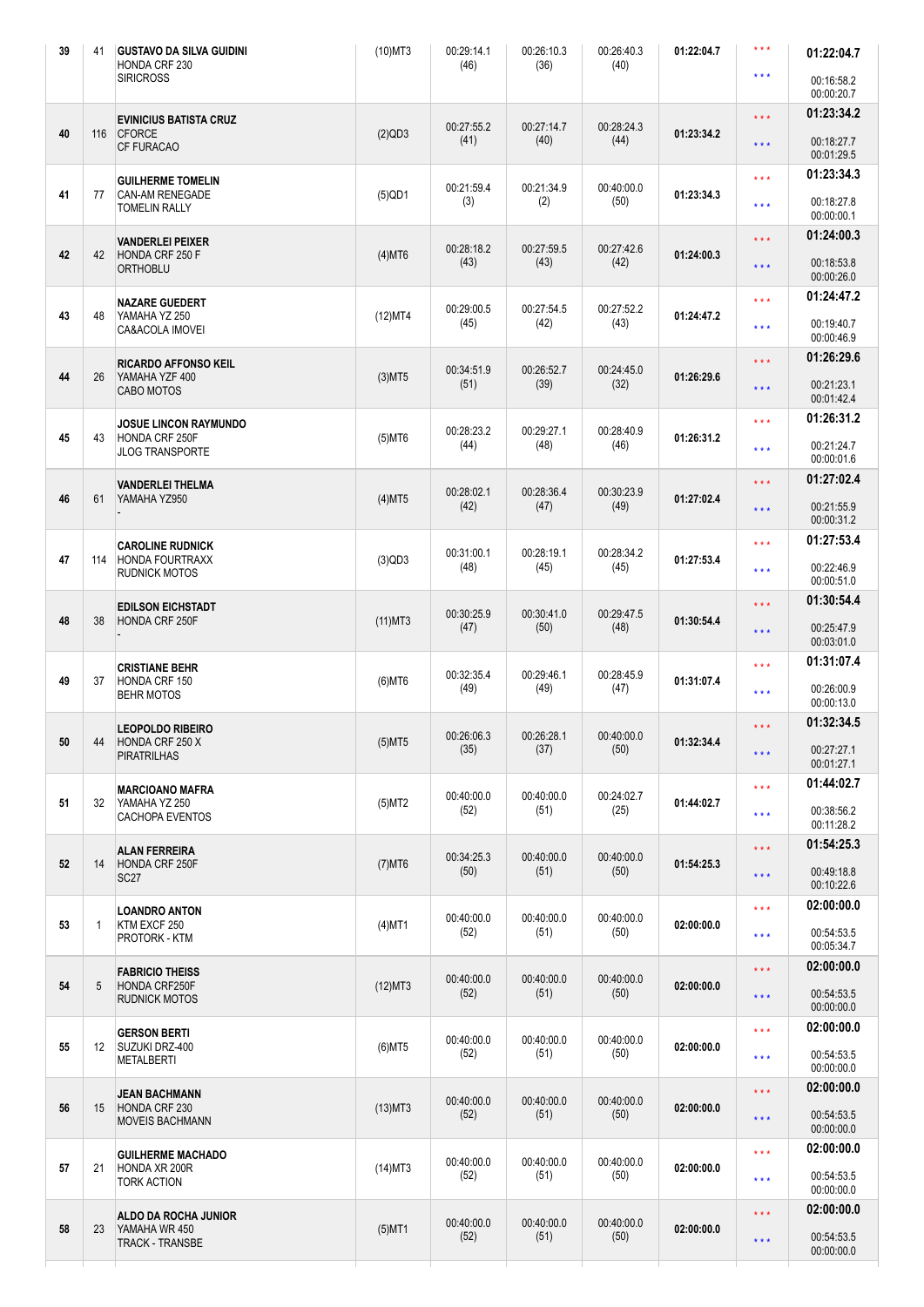| | | | | | | | | | |
|---|---|---|---|---|---|---|---|---|---|
| 39 | 41 | **GUSTAVO DA SILVA GUIDINI**<br>HONDA CRF 230<br>SIRICROSS | (10)MT3 | 00:29:14.1<br>(46) | 00:26:10.3<br>(36) | 00:26:40.3<br>(40) | **01:22:04.7** | \*\*\*<br>\*\*\* | **01:22:04.7**<br>00:16:58.2<br>00:00:20.7 |
| 40 | 116 | **EVINICIUS BATISTA CRUZ**<br>CFORCE<br>CF FURACAO | (2)QD3 | 00:27:55.2<br>(41) | 00:27:14.7<br>(40) | 00:28:24.3<br>(44) | **01:23:34.2** | \*\*\*<br>\*\*\* | **01:23:34.2**<br>00:18:27.7<br>00:01:29.5 |
| 41 | 77 | **GUILHERME TOMELIN**<br>CAN-AM RENEGADE<br>TOMELIN RALLY | (5)QD1 | 00:21:59.4<br>(3) | 00:21:34.9<br>(2) | 00:40:00.0<br>(50) | **01:23:34.3** | \*\*\*<br>\*\*\* | **01:23:34.3**<br>00:18:27.8<br>00:00:00.1 |
| 42 | 42 | **VANDERLEI PEIXER**<br>HONDA CRF 250 F<br>ORTHOBLU | (4)MT6 | 00:28:18.2<br>(43) | 00:27:59.5<br>(43) | 00:27:42.6<br>(42) | **01:24:00.3** | \*\*\*<br>\*\*\* | **01:24:00.3**<br>00:18:53.8<br>00:00:26.0 |
| 43 | 48 | **NAZARE GUEDERT**<br>YAMAHA YZ 250<br>CA&ACOLA IMOVEI | (12)MT4 | 00:29:00.5<br>(45) | 00:27:54.5<br>(42) | 00:27:52.2<br>(43) | **01:24:47.2** | \*\*\*<br>\*\*\* | **01:24:47.2**<br>00:19:40.7<br>00:00:46.9 |
| 44 | 26 | **RICARDO AFFONSO KEIL**<br>YAMAHA YZF 400<br>CABO MOTOS | (3)MT5 | 00:34:51.9<br>(51) | 00:26:52.7<br>(39) | 00:24:45.0<br>(32) | **01:26:29.6** | \*\*\*<br>\*\*\* | **01:26:29.6**<br>00:21:23.1<br>00:01:42.4 |
| 45 | 43 | **JOSUE LINCON RAYMUNDO**<br>HONDA CRF 250F<br>JLOG TRANSPORTE | (5)MT6 | 00:28:23.2<br>(44) | 00:29:27.1<br>(48) | 00:28:40.9<br>(46) | **01:26:31.2** | \*\*\*<br>\*\*\* | **01:26:31.2**<br>00:21:24.7<br>00:00:01.6 |
| 46 | 61 | **VANDERLEI THELMA**<br>YAMAHA YZ950<br>- | (4)MT5 | 00:28:02.1<br>(42) | 00:28:36.4<br>(47) | 00:30:23.9<br>(49) | **01:27:02.4** | \*\*\*<br>\*\*\* | **01:27:02.4**<br>00:21:55.9<br>00:00:31.2 |
| 47 | 114 | **CAROLINE RUDNICK**<br>HONDA FOURTRAXX<br>RUDNICK MOTOS | (3)QD3 | 00:31:00.1<br>(48) | 00:28:19.1<br>(45) | 00:28:34.2<br>(45) | **01:27:53.4** | \*\*\*<br>\*\*\* | **01:27:53.4**<br>00:22:46.9<br>00:00:51.0 |
| 48 | 38 | **EDILSON EICHSTADT**<br>HONDA CRF 250F<br>- | (11)MT3 | 00:30:25.9<br>(47) | 00:30:41.0<br>(50) | 00:29:47.5<br>(48) | **01:30:54.4** | \*\*\*<br>\*\*\* | **01:30:54.4**<br>00:25:47.9<br>00:03:01.0 |
| 49 | 37 | **CRISTIANE BEHR**<br>HONDA CRF 150<br>BEHR MOTOS | (6)MT6 | 00:32:35.4<br>(49) | 00:29:46.1<br>(49) | 00:28:45.9<br>(47) | **01:31:07.4** | \*\*\*<br>\*\*\* | **01:31:07.4**<br>00:26:00.9<br>00:00:13.0 |
| 50 | 44 | **LEOPOLDO RIBEIRO**<br>HONDA CRF 250 X<br>PIRATRILHAS | (5)MT5 | 00:26:06.3<br>(35) | 00:26:28.1<br>(37) | 00:40:00.0<br>(50) | **01:32:34.4** | \*\*\*<br>\*\*\* | **01:32:34.5**<br>00:27:27.1<br>00:01:27.1 |
| 51 | 32 | **MARCIOANO MAFRA**<br>YAMAHA YZ 250<br>CACHOPA EVENTOS | (5)MT2 | 00:40:00.0<br>(52) | 00:40:00.0<br>(51) | 00:24:02.7<br>(25) | **01:44:02.7** | \*\*\*<br>\*\*\* | **01:44:02.7**<br>00:38:56.2<br>00:11:28.2 |
| 52 | 14 | **ALAN FERREIRA**<br>HONDA CRF 250F<br>SC27 | (7)MT6 | 00:34:25.3<br>(50) | 00:40:00.0<br>(51) | 00:40:00.0<br>(50) | **01:54:25.3** | \*\*\*<br>\*\*\* | **01:54:25.3**<br>00:49:18.8<br>00:10:22.6 |
| 53 | 1 | **LOANDRO ANTON**<br>KTM EXCF 250<br>PROTORK - KTM | (4)MT1 | 00:40:00.0<br>(52) | 00:40:00.0<br>(51) | 00:40:00.0<br>(50) | **02:00:00.0** | \*\*\*<br>\*\*\* | **02:00:00.0**<br>00:54:53.5<br>00:05:34.7 |
| 54 | 5 | **FABRICIO THEISS**<br>HONDA CRF250F<br>RUDNICK MOTOS | (12)MT3 | 00:40:00.0<br>(52) | 00:40:00.0<br>(51) | 00:40:00.0<br>(50) | **02:00:00.0** | \*\*\*<br>\*\*\* | **02:00:00.0**<br>00:54:53.5<br>00:00:00.0 |
| 55 | 12 | **GERSON BERTI**<br>SUZUKI DRZ-400<br>METALBERTI | (6)MT5 | 00:40:00.0<br>(52) | 00:40:00.0<br>(51) | 00:40:00.0<br>(50) | **02:00:00.0** | \*\*\*<br>\*\*\* | **02:00:00.0**<br>00:54:53.5<br>00:00:00.0 |
| 56 | 15 | **JEAN BACHMANN**<br>HONDA CRF 230<br>MOVEIS BACHMANN | (13)MT3 | 00:40:00.0<br>(52) | 00:40:00.0<br>(51) | 00:40:00.0<br>(50) | **02:00:00.0** | \*\*\*<br>\*\*\* | **02:00:00.0**<br>00:54:53.5<br>00:00:00.0 |
| 57 | 21 | **GUILHERME MACHADO**<br>HONDA XR 200R<br>TORK ACTION | (14)MT3 | 00:40:00.0<br>(52) | 00:40:00.0<br>(51) | 00:40:00.0<br>(50) | **02:00:00.0** | \*\*\*<br>\*\*\* | **02:00:00.0**<br>00:54:53.5<br>00:00:00.0 |
| 58 | 23 | **ALDO DA ROCHA JUNIOR**<br>YAMAHA WR 450<br>TRACK - TRANSBE | (5)MT1 | 00:40:00.0<br>(52) | 00:40:00.0<br>(51) | 00:40:00.0<br>(50) | **02:00:00.0** | \*\*\*<br>\*\*\* | **02:00:00.0**<br>00:54:53.5<br>00:00:00.0 |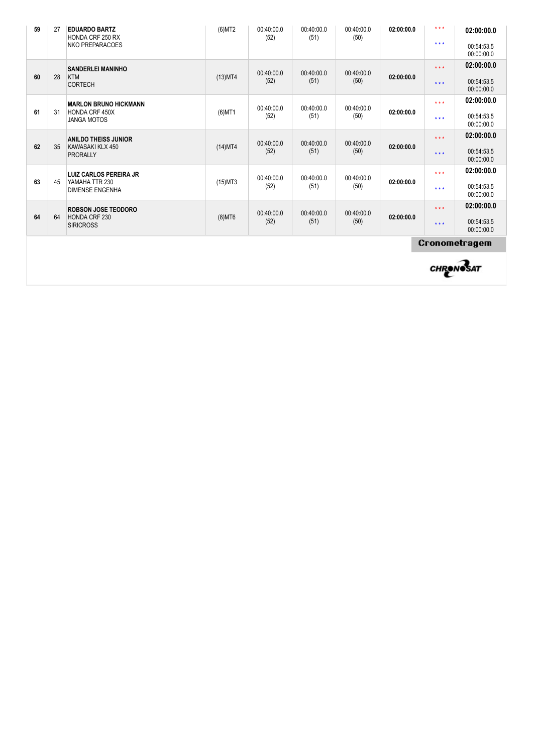| | | | | | | | | | |
|---|---|---|---|---|---|---|---|---|---|
| 59 | 27 | **EDUARDO BARTZ**<br>HONDA CRF 250 RX<br>NKO PREPARACOES | (6)MT2 | 00:40:00.0<br>(52) | 00:40:00.0<br>(51) | 00:40:00.0<br>(50) | **02:00:00.0** | \*\*\*<br>\*\*\* | **02:00:00.0**<br>00:54:53.5<br>00:00:00.0 |
| 60 | 28 | **SANDERLEI MANINHO**<br>KTM<br>CORTECH | (13)MT4 | 00:40:00.0<br>(52) | 00:40:00.0<br>(51) | 00:40:00.0<br>(50) | **02:00:00.0** | \*\*\*<br>\*\*\* | **02:00:00.0**<br>00:54:53.5<br>00:00:00.0 |
| 61 | 31 | **MARLON BRUNO HICKMANN**<br>HONDA CRF 450X<br>JANGA MOTOS | (6)MT1 | 00:40:00.0<br>(52) | 00:40:00.0<br>(51) | 00:40:00.0<br>(50) | **02:00:00.0** | \*\*\*<br>\*\*\* | **02:00:00.0**<br>00:54:53.5<br>00:00:00.0 |
| 62 | 35 | **ANILDO THEISS JUNIOR**<br>KAWASAKI KLX 450<br>PRORALLY | (14)MT4 | 00:40:00.0<br>(52) | 00:40:00.0<br>(51) | 00:40:00.0<br>(50) | **02:00:00.0** | \*\*\*<br>\*\*\* | **02:00:00.0**<br>00:54:53.5<br>00:00:00.0 |
| 63 | 45 | **LUIZ CARLOS PEREIRA JR**<br>YAMAHA TTR 230<br>DIMENSE ENGENHA | (15)MT3 | 00:40:00.0<br>(52) | 00:40:00.0<br>(51) | 00:40:00.0<br>(50) | **02:00:00.0** | \*\*\*<br>\*\*\* | **02:00:00.0**<br>00:54:53.5<br>00:00:00.0 |
| 64 | 64 | **ROBSON JOSE TEODORO**<br>HONDA CRF 230<br>SIRICROSS | (8)MT6 | 00:40:00.0<br>(52) | 00:40:00.0<br>(51) | 00:40:00.0<br>(50) | **02:00:00.0** | \*\*\*<br>\*\*\* | **02:00:00.0**<br>00:54:53.5<br>00:00:00.0 |

**Cronometragem**

CHRONOSAT